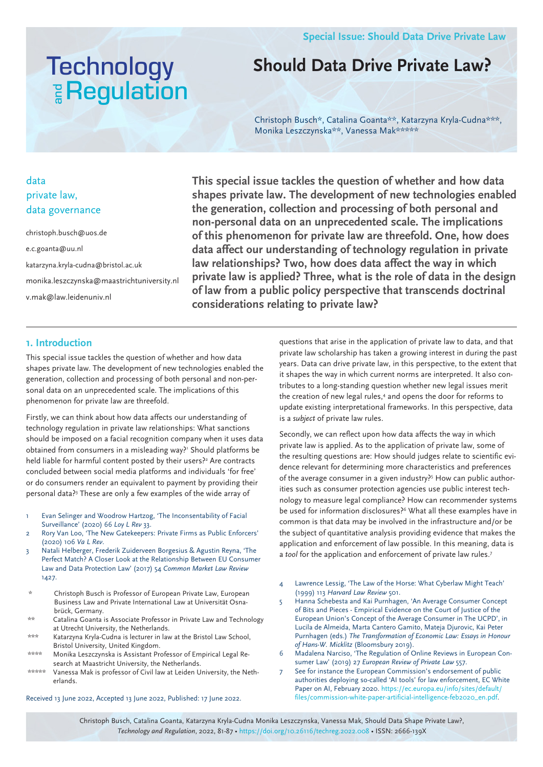Special Issue: Should Data Drive Private Law

# Should Data Drive Private Law?

Christoph Busch*, Catalina Goanta**, Katarzyna Kryla-Cudna***, Monika Leszczynska**, Vanessa Mak*****

data
private law,
data governance

christoph.busch@uos.de

e.c.goanta@uu.nl

katarzyna.kryla-cudna@bristol.ac.uk

monika.leszczynska@maastrichtuniversity.nl

v.mak@law.leidenuniv.nl

**This special issue tackles the question of whether and how data shapes private law. The development of new technologies enabled the generation, collection and processing of both personal and non-personal data on an unprecedented scale. The implications of this phenomenon for private law are threefold. One, how does data affect our understanding of technology regulation in private law relationships? Two, how does data affect the way in which private law is applied? Three, what is the role of data in the design of law from a public policy perspective that transcends doctrinal considerations relating to private law?**

## 1. Introduction

This special issue tackles the question of whether and how data shapes private law. The development of new technologies enabled the generation, collection and processing of both personal and non-personal data on an unprecedented scale. The implications of this phenomenon for private law are threefold.

Firstly, we can think about how data affects our understanding of technology regulation in private law relationships: What sanctions should be imposed on a facial recognition company when it uses data obtained from consumers in a misleading way?[1] Should platforms be held liable for harmful content posted by their users?[2] Are contracts concluded between social media platforms and individuals 'for free' or do consumers render an equivalent to payment by providing their personal data?[3] These are only a few examples of the wide array of questions that arise in the application of private law to data, and that private law scholarship has taken a growing interest in during the past years. Data can drive private law, in this perspective, to the extent that it shapes the way in which current norms are interpreted. It also contributes to a long-standing question whether new legal issues merit the creation of new legal rules,[4] and opens the door for reforms to update existing interpretational frameworks. In this perspective, data is a *subject* of private law rules.

Secondly, we can reflect upon how data affects the way in which private law is applied. As to the application of private law, some of the resulting questions are: How should judges relate to scientific evidence relevant for determining more characteristics and preferences of the average consumer in a given industry?[5] How can public authorities such as consumer protection agencies use public interest technology to measure legal compliance? How can recommender systems be used for information disclosures?[6] What all these examples have in common is that data may be involved in the infrastructure and/or be the subject of quantitative analysis providing evidence that makes the application and enforcement of law possible. In this meaning, data is a *tool* for the application and enforcement of private law rules.[7]

1. Evan Selinger and Woodrow Hartzog, 'The Inconsentability of Facial Surveillance' (2020) 66 *Loy L Rev* 33.
2. Rory Van Loo, 'The New Gatekeepers: Private Firms as Public Enforcers' (2020) 106 *Va L Rev*.
3. Natali Helberger, Frederik Zuiderveen Borgesius & Agustin Reyna, 'The Perfect Match? A Closer Look at the Relationship Between EU Consumer Law and Data Protection Law' (2017) 54 *Common Market Law Review* 1427.
4. Lawrence Lessig, 'The Law of the Horse: What Cyberlaw Might Teach' (1999) 113 *Harvard Law Review* 501.
5. Hanna Schebesta and Kai Purnhagen, 'An Average Consumer Concept of Bits and Pieces - Empirical Evidence on the Court of Justice of the European Union's Concept of the Average Consumer in The UCPD', in Lucila de Almeida, Marta Cantero Gamito, Mateja Djurovic, Kai Peter Purnhagen (eds.) *The Transformation of Economic Law: Essays in Honour of Hans-W. Micklitz* (Bloomsbury 2019).
6. Madalena Narciso, 'The Regulation of Online Reviews in European Consumer Law' (2019) 27 *European Review of Private Law* 557.
7. See for instance the European Commission's endorsement of public authorities deploying so-called 'AI tools' for law enforcement, EC White Paper on AI, February 2020. https://ec.europa.eu/info/sites/default/files/commission-white-paper-artificial-intelligence-feb2020_en.pdf.

\* Christoph Busch is Professor of European Private Law, European Business Law and Private International Law at Universität Osnabrück, Germany.

\*\* Catalina Goanta is Associate Professor in Private Law and Technology at Utrecht University, the Netherlands.

\*\*\* Katarzyna Kryla-Cudna is lecturer in law at the Bristol Law School, Bristol University, United Kingdom.

\*\*\*\* Monika Leszczynska is Assistant Professor of Empirical Legal Research at Maastricht University, the Netherlands.

\*\*\*\*\* Vanessa Mak is professor of Civil law at Leiden University, the Netherlands.

Received 13 June 2022, Accepted 13 June 2022, Published: 17 June 2022.

Christoph Busch, Catalina Goanta, Katarzyna Kryla-Cudna Monika Leszczynska, Vanessa Mak, Should Data Shape Private Law?, *Technology and Regulation*, 2022, 81-87 • https://doi.org/10.26116/techreg.2022.008 • ISSN: 2666-139X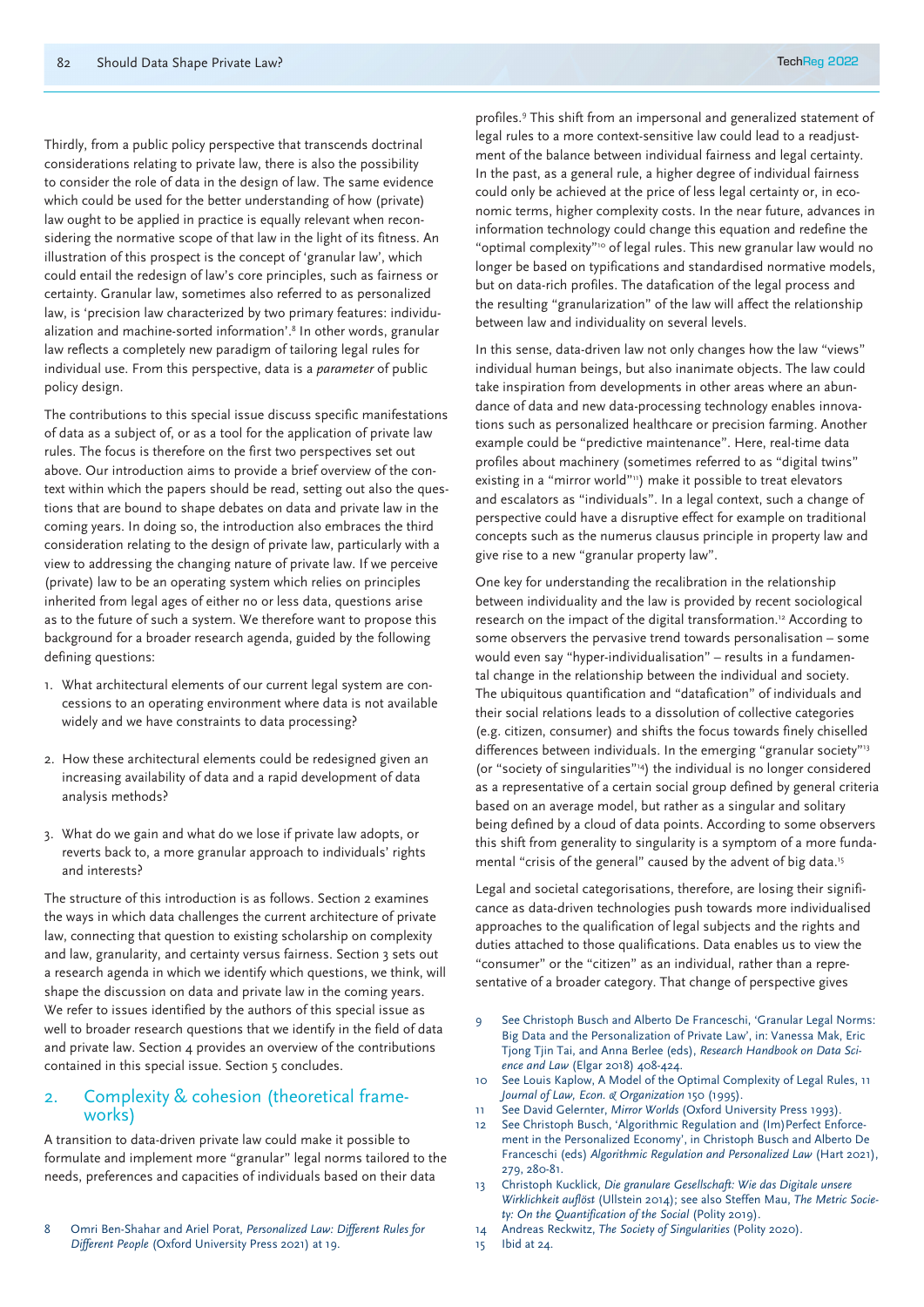Thirdly, from a public policy perspective that transcends doctrinal considerations relating to private law, there is also the possibility to consider the role of data in the design of law. The same evidence which could be used for the better understanding of how (private) law ought to be applied in practice is equally relevant when reconsidering the normative scope of that law in the light of its fitness. An illustration of this prospect is the concept of 'granular law', which could entail the redesign of law's core principles, such as fairness or certainty. Granular law, sometimes also referred to as personalized law, is 'precision law characterized by two primary features: individualization and machine-sorted information'.[8] In other words, granular law reflects a completely new paradigm of tailoring legal rules for individual use. From this perspective, data is a *parameter* of public policy design.

The contributions to this special issue discuss specific manifestations of data as a subject of, or as a tool for the application of private law rules. The focus is therefore on the first two perspectives set out above. Our introduction aims to provide a brief overview of the context within which the papers should be read, setting out also the questions that are bound to shape debates on data and private law in the coming years. In doing so, the introduction also embraces the third consideration relating to the design of private law, particularly with a view to addressing the changing nature of private law. If we perceive (private) law to be an operating system which relies on principles inherited from legal ages of either no or less data, questions arise as to the future of such a system. We therefore want to propose this background for a broader research agenda, guided by the following defining questions:

1. What architectural elements of our current legal system are concessions to an operating environment where data is not available widely and we have constraints to data processing?
2. How these architectural elements could be redesigned given an increasing availability of data and a rapid development of data analysis methods?
3. What do we gain and what do we lose if private law adopts, or reverts back to, a more granular approach to individuals' rights and interests?

The structure of this introduction is as follows. Section 2 examines the ways in which data challenges the current architecture of private law, connecting that question to existing scholarship on complexity and law, granularity, and certainty versus fairness. Section 3 sets out a research agenda in which we identify which questions, we think, will shape the discussion on data and private law in the coming years. We refer to issues identified by the authors of this special issue as well to broader research questions that we identify in the field of data and private law. Section 4 provides an overview of the contributions contained in this special issue. Section 5 concludes.

## 2. Complexity & cohesion (theoretical frameworks)

A transition to data-driven private law could make it possible to formulate and implement more "granular" legal norms tailored to the needs, preferences and capacities of individuals based on their data profiles.[9] This shift from an impersonal and generalized statement of legal rules to a more context-sensitive law could lead to a readjustment of the balance between individual fairness and legal certainty. In the past, as a general rule, a higher degree of individual fairness could only be achieved at the price of less legal certainty or, in economic terms, higher complexity costs. In the near future, advances in information technology could change this equation and redefine the "optimal complexity"[10] of legal rules. This new granular law would no longer be based on typifications and standardised normative models, but on data-rich profiles. The datafication of the legal process and the resulting "granularization" of the law will affect the relationship between law and individuality on several levels.

In this sense, data-driven law not only changes how the law "views" individual human beings, but also inanimate objects. The law could take inspiration from developments in other areas where an abundance of data and new data-processing technology enables innovations such as personalized healthcare or precision farming. Another example could be "predictive maintenance". Here, real-time data profiles about machinery (sometimes referred to as "digital twins" existing in a "mirror world"[11]) make it possible to treat elevators and escalators as "individuals". In a legal context, such a change of perspective could have a disruptive effect for example on traditional concepts such as the numerus clausus principle in property law and give rise to a new "granular property law".

One key for understanding the recalibration in the relationship between individuality and the law is provided by recent sociological research on the impact of the digital transformation.[12] According to some observers the pervasive trend towards personalisation – some would even say "hyper-individualisation" – results in a fundamental change in the relationship between the individual and society. The ubiquitous quantification and "datafication" of individuals and their social relations leads to a dissolution of collective categories (e.g. citizen, consumer) and shifts the focus towards finely chiselled differences between individuals. In the emerging "granular society"[13] (or "society of singularities"[14]) the individual is no longer considered as a representative of a certain social group defined by general criteria based on an average model, but rather as a singular and solitary being defined by a cloud of data points. According to some observers this shift from generality to singularity is a symptom of a more fundamental "crisis of the general" caused by the advent of big data.[15]

Legal and societal categorisations, therefore, are losing their significance as data-driven technologies push towards more individualised approaches to the qualification of legal subjects and the rights and duties attached to those qualifications. Data enables us to view the "consumer" or the "citizen" as an individual, rather than a representative of a broader category. That change of perspective gives

---

8 Omri Ben-Shahar and Ariel Porat, *Personalized Law: Different Rules for Different People* (Oxford University Press 2021) at 19.

9 See Christoph Busch and Alberto De Franceschi, 'Granular Legal Norms: Big Data and the Personalization of Private Law', in: Vanessa Mak, Eric Tjong Tjin Tai, and Anna Berlee (eds), *Research Handbook on Data Science and Law* (Elgar 2018) 408-424.

10 See Louis Kaplow, A Model of the Optimal Complexity of Legal Rules, 11 *Journal of Law, Econ. & Organization* 150 (1995).

11 See David Gelernter, *Mirror Worlds* (Oxford University Press 1993).

12 See Christoph Busch, 'Algorithmic Regulation and (Im)Perfect Enforcement in the Personalized Economy', in Christoph Busch and Alberto De Franceschi (eds) *Algorithmic Regulation and Personalized Law* (Hart 2021), 279, 280-81.

13 Christoph Kucklick, *Die granulare Gesellschaft: Wie das Digitale unsere Wirklichkeit auflöst* (Ullstein 2014); see also Steffen Mau, *The Metric Society: On the Quantification of the Social* (Polity 2019).

14 Andreas Reckwitz, *The Society of Singularities* (Polity 2020).

15 Ibid at 24.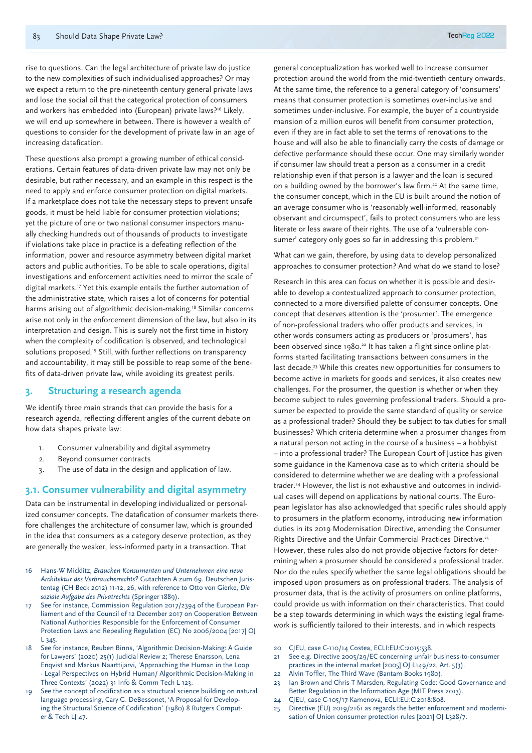rise to questions. Can the legal architecture of private law do justice to the new complexities of such individualised approaches? Or may we expect a return to the pre-nineteenth century general private laws and lose the social oil that the categorical protection of consumers and workers has embedded into (European) private laws?[16] Likely, we will end up somewhere in between. There is however a wealth of questions to consider for the development of private law in an age of increasing datafication.

These questions also prompt a growing number of ethical considerations. Certain features of data-driven private law may not only be desirable, but rather necessary, and an example in this respect is the need to apply and enforce consumer protection on digital markets. If a marketplace does not take the necessary steps to prevent unsafe goods, it must be held liable for consumer protection violations; yet the picture of one or two national consumer inspectors manually checking hundreds out of thousands of products to investigate if violations take place in practice is a defeating reflection of the information, power and resource asymmetry between digital market actors and public authorities. To be able to scale operations, digital investigations and enforcement activities need to mirror the scale of digital markets.[17] Yet this example entails the further automation of the administrative state, which raises a lot of concerns for potential harms arising out of algorithmic decision-making.[18] Similar concerns arise not only in the enforcement dimension of the law, but also in its interpretation and design. This is surely not the first time in history when the complexity of codification is observed, and technological solutions proposed.[19] Still, with further reflections on transparency and accountability, it may still be possible to reap some of the benefits of data-driven private law, while avoiding its greatest perils.

## 3. Structuring a research agenda

We identify three main strands that can provide the basis for a research agenda, reflecting different angles of the current debate on how data shapes private law:

1. Consumer vulnerability and digital asymmetry
2. Beyond consumer contracts
3. The use of data in the design and application of law.

### 3.1. Consumer vulnerability and digital asymmetry

Data can be instrumental in developing individualized or personalized consumer concepts. The datafication of consumer markets therefore challenges the architecture of consumer law, which is grounded in the idea that consumers as a category deserve protection, as they are generally the weaker, less-informed party in a transaction. That general conceptualization has worked well to increase consumer protection around the world from the mid-twentieth century onwards. At the same time, the reference to a general category of 'consumers' means that consumer protection is sometimes over-inclusive and sometimes under-inclusive. For example, the buyer of a countryside mansion of 2 million euros will benefit from consumer protection, even if they are in fact able to set the terms of renovations to the house and will also be able to financially carry the costs of damage or defective performance should these occur. One may similarly wonder if consumer law should treat a person as a consumer in a credit relationship even if that person is a lawyer and the loan is secured on a building owned by the borrower's law firm.[20] At the same time, the consumer concept, which in the EU is built around the notion of an average consumer who is 'reasonably well-informed, reasonably observant and circumspect', fails to protect consumers who are less literate or less aware of their rights. The use of a 'vulnerable consumer' category only goes so far in addressing this problem.[21]

What can we gain, therefore, by using data to develop personalized approaches to consumer protection? And what do we stand to lose?

Research in this area can focus on whether it is possible and desirable to develop a contextualized approach to consumer protection, connected to a more diversified palette of consumer concepts. One concept that deserves attention is the 'prosumer'. The emergence of non-professional traders who offer products and services, in other words consumers acting as producers or 'prosumers', has been observed since 1980.[22] It has taken a flight since online platforms started facilitating transactions between consumers in the last decade.[23] While this creates new opportunities for consumers to become active in markets for goods and services, it also creates new challenges. For the prosumer, the question is whether or when they become subject to rules governing professional traders. Should a prosumer be expected to provide the same standard of quality or service as a professional trader? Should they be subject to tax duties for small businesses? Which criteria determine when a prosumer changes from a natural person not acting in the course of a business – a hobbyist – into a professional trader? The European Court of Justice has given some guidance in the Kamenova case as to which criteria should be considered to determine whether we are dealing with a professional trader.[24] However, the list is not exhaustive and outcomes in individual cases will depend on applications by national courts. The European legislator has also acknowledged that specific rules should apply to prosumers in the platform economy, introducing new information duties in its 2019 Modernisation Directive, amending the Consumer Rights Directive and the Unfair Commercial Practices Directive.[25] However, these rules also do not provide objective factors for determining when a prosumer should be considered a professional trader. Nor do the rules specify whether the same legal obligations should be imposed upon prosumers as on professional traders. The analysis of prosumer data, that is the activity of prosumers on online platforms, could provide us with information on their characteristics. That could be a step towards determining in which ways the existing legal framework is sufficiently tailored to their interests, and in which respects

16 Hans-W Micklitz, *Brauchen Konsumenten und Unternehmen eine neue Architektur des Verbraucherrechts?* Gutachten A zum 69. Deutschen Juristentag (CH Beck 2012) 11-12, 26, with reference to Otto von Gierke, *Die soziale Aufgabe des Privatrechts* (Springer 1889).

17 See for instance, Commission Regulation 2017/2394 of the European Parliament and of the Council of 12 December 2017 on Cooperation Between National Authorities Responsible for the Enforcement of Consumer Protection Laws and Repealing Regulation (EC) No 2006/2004 [2017] OJ L 345.

18 See for instance, Reuben Binns, 'Algorithmic Decision-Making: A Guide for Lawyers' (2020) 25(1) Judicial Review 2; Therese Enarsson, Lena Enqvist and Markus Naarttijarvi, 'Approaching the Human in the Loop - Legal Perspectives on Hybrid Human/ Algorithmic Decision-Making in Three Contexts' (2022) 31 Info & Comm Tech L 123.

19 See the concept of codification as a structural science building on natural language processing, Cary G. DeBessonet, 'A Proposal for Developing the Structural Science of Codification' (1980) 8 Rutgers Computer & Tech LJ 47.

20 CJEU, case C-110/14 Costea, ECLI:EU:C:2015:538.

21 See e.g. Directive 2005/29/EC concerning unfair business-to-consumer practices in the internal market [2005] OJ L149/22, Art. 5(3).

22 Alvin Toffler, The Third Wave (Bantam Books 1980).

23 Ian Brown and Chris T Marsden, Regulating Code: Good Governance and Better Regulation in the Information Age (MIT Press 2013).

24 CJEU, case C-105/17 Kamenova, ECLI:EU:C:2018:808.

25 Directive (EU) 2019/2161 as regards the better enforcement and modernisation of Union consumer protection rules [2021] OJ L328/7.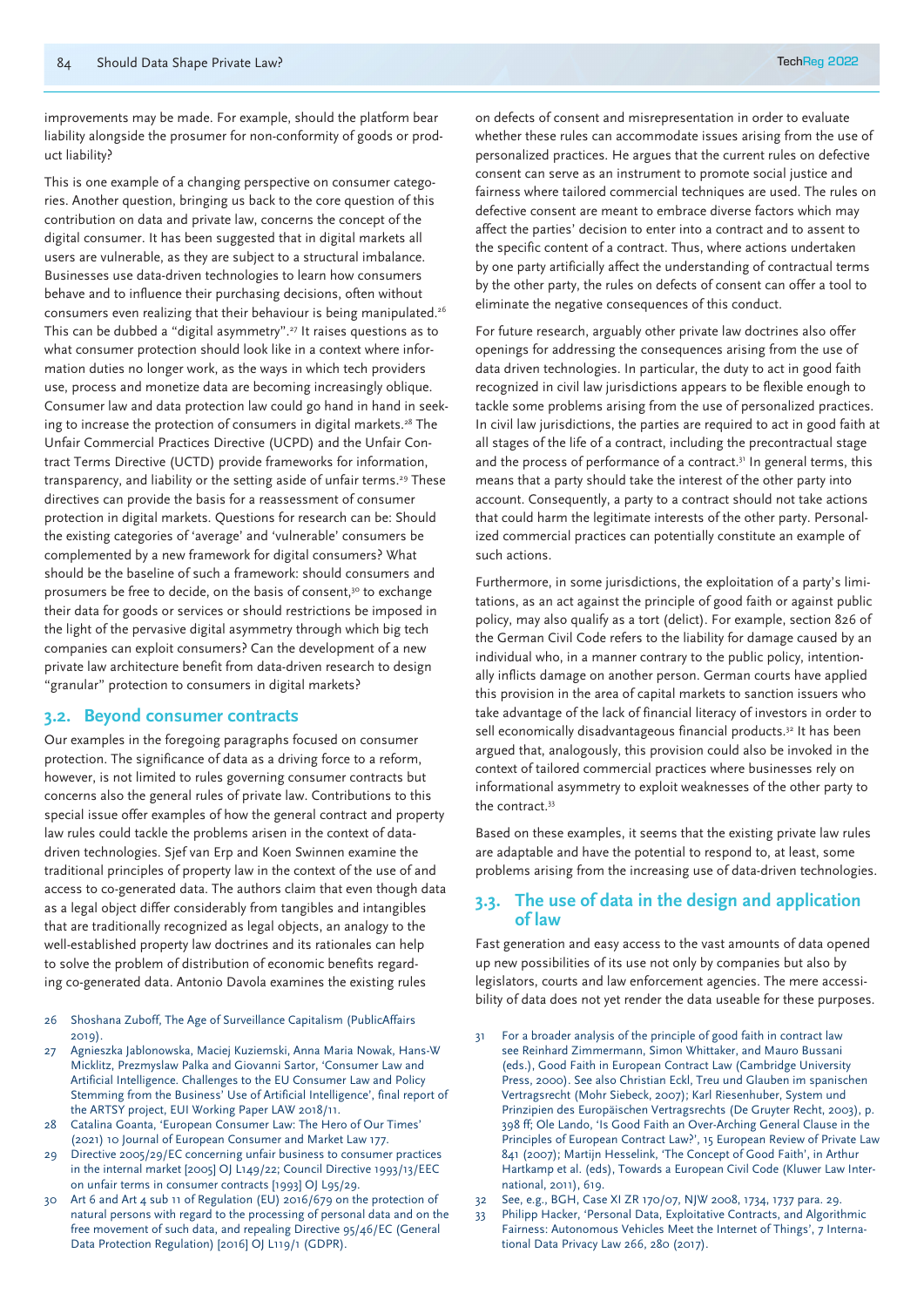improvements may be made. For example, should the platform bear liability alongside the prosumer for non-conformity of goods or product liability?

This is one example of a changing perspective on consumer categories. Another question, bringing us back to the core question of this contribution on data and private law, concerns the concept of the digital consumer. It has been suggested that in digital markets all users are vulnerable, as they are subject to a structural imbalance. Businesses use data-driven technologies to learn how consumers behave and to influence their purchasing decisions, often without consumers even realizing that their behaviour is being manipulated.[26] This can be dubbed a "digital asymmetry".[27] It raises questions as to what consumer protection should look like in a context where information duties no longer work, as the ways in which tech providers use, process and monetize data are becoming increasingly oblique. Consumer law and data protection law could go hand in hand in seeking to increase the protection of consumers in digital markets.[28] The Unfair Commercial Practices Directive (UCPD) and the Unfair Contract Terms Directive (UCTD) provide frameworks for information, transparency, and liability or the setting aside of unfair terms.[29] These directives can provide the basis for a reassessment of consumer protection in digital markets. Questions for research can be: Should the existing categories of 'average' and 'vulnerable' consumers be complemented by a new framework for digital consumers? What should be the baseline of such a framework: should consumers and prosumers be free to decide, on the basis of consent,[30] to exchange their data for goods or services or should restrictions be imposed in the light of the pervasive digital asymmetry through which big tech companies can exploit consumers? Can the development of a new private law architecture benefit from data-driven research to design "granular" protection to consumers in digital markets?

## 3.2. Beyond consumer contracts

Our examples in the foregoing paragraphs focused on consumer protection. The significance of data as a driving force to a reform, however, is not limited to rules governing consumer contracts but concerns also the general rules of private law. Contributions to this special issue offer examples of how the general contract and property law rules could tackle the problems arisen in the context of data-driven technologies. Sjef van Erp and Koen Swinnen examine the traditional principles of property law in the context of the use of and access to co-generated data. The authors claim that even though data as a legal object differ considerably from tangibles and intangibles that are traditionally recognized as legal objects, an analogy to the well-established property law doctrines and its rationales can help to solve the problem of distribution of economic benefits regarding co-generated data. Antonio Davola examines the existing rules on defects of consent and misrepresentation in order to evaluate whether these rules can accommodate issues arising from the use of personalized practices. He argues that the current rules on defective consent can serve as an instrument to promote social justice and fairness where tailored commercial techniques are used. The rules on defective consent are meant to embrace diverse factors which may affect the parties' decision to enter into a contract and to assent to the specific content of a contract. Thus, where actions undertaken by one party artificially affect the understanding of contractual terms by the other party, the rules on defects of consent can offer a tool to eliminate the negative consequences of this conduct.

For future research, arguably other private law doctrines also offer openings for addressing the consequences arising from the use of data driven technologies. In particular, the duty to act in good faith recognized in civil law jurisdictions appears to be flexible enough to tackle some problems arising from the use of personalized practices. In civil law jurisdictions, the parties are required to act in good faith at all stages of the life of a contract, including the precontractual stage and the process of performance of a contract.[31] In general terms, this means that a party should take the interest of the other party into account. Consequently, a party to a contract should not take actions that could harm the legitimate interests of the other party. Personalized commercial practices can potentially constitute an example of such actions.

Furthermore, in some jurisdictions, the exploitation of a party's limitations, as an act against the principle of good faith or against public policy, may also qualify as a tort (delict). For example, section 826 of the German Civil Code refers to the liability for damage caused by an individual who, in a manner contrary to the public policy, intentionally inflicts damage on another person. German courts have applied this provision in the area of capital markets to sanction issuers who take advantage of the lack of financial literacy of investors in order to sell economically disadvantageous financial products.[32] It has been argued that, analogously, this provision could also be invoked in the context of tailored commercial practices where businesses rely on informational asymmetry to exploit weaknesses of the other party to the contract.[33]

Based on these examples, it seems that the existing private law rules are adaptable and have the potential to respond to, at least, some problems arising from the increasing use of data-driven technologies.

## 3.3. The use of data in the design and application of law

Fast generation and easy access to the vast amounts of data opened up new possibilities of its use not only by companies but also by legislators, courts and law enforcement agencies. The mere accessibility of data does not yet render the data useable for these purposes.

---

26 Shoshana Zuboff, The Age of Surveillance Capitalism (PublicAffairs 2019).

27 Agnieszka Jablonowska, Maciej Kuziemski, Anna Maria Nowak, Hans-W Micklitz, Prezmyslaw Palka and Giovanni Sartor, 'Consumer Law and Artificial Intelligence. Challenges to the EU Consumer Law and Policy Stemming from the Business' Use of Artificial Intelligence', final report of the ARTSY project, EUI Working Paper LAW 2018/11.

28 Catalina Goanta, 'European Consumer Law: The Hero of Our Times' (2021) 10 Journal of European Consumer and Market Law 177.

29 Directive 2005/29/EC concerning unfair business to consumer practices in the internal market [2005] OJ L149/22; Council Directive 1993/13/EEC on unfair terms in consumer contracts [1993] OJ L95/29.

30 Art 6 and Art 4 sub 11 of Regulation (EU) 2016/679 on the protection of natural persons with regard to the processing of personal data and on the free movement of such data, and repealing Directive 95/46/EC (General Data Protection Regulation) [2016] OJ L119/1 (GDPR).

31 For a broader analysis of the principle of good faith in contract law see Reinhard Zimmermann, Simon Whittaker, and Mauro Bussani (eds.), Good Faith in European Contract Law (Cambridge University Press, 2000). See also Christian Eckl, Treu und Glauben im spanischen Vertragsrecht (Mohr Siebeck, 2007); Karl Riesenhuber, System und Prinzipien des Europäischen Vertragsrechts (De Gruyter Recht, 2003), p. 398 ff; Ole Lando, 'Is Good Faith an Over-Arching General Clause in the Principles of European Contract Law?', 15 European Review of Private Law 841 (2007); Martijn Hesselink, 'The Concept of Good Faith', in Arthur Hartkamp et al. (eds), Towards a European Civil Code (Kluwer Law International, 2011), 619.

32 See, e.g., BGH, Case XI ZR 170/07, NJW 2008, 1734, 1737 para. 29.

33 Philipp Hacker, 'Personal Data, Exploitative Contracts, and Algorithmic Fairness: Autonomous Vehicles Meet the Internet of Things', 7 International Data Privacy Law 266, 280 (2017).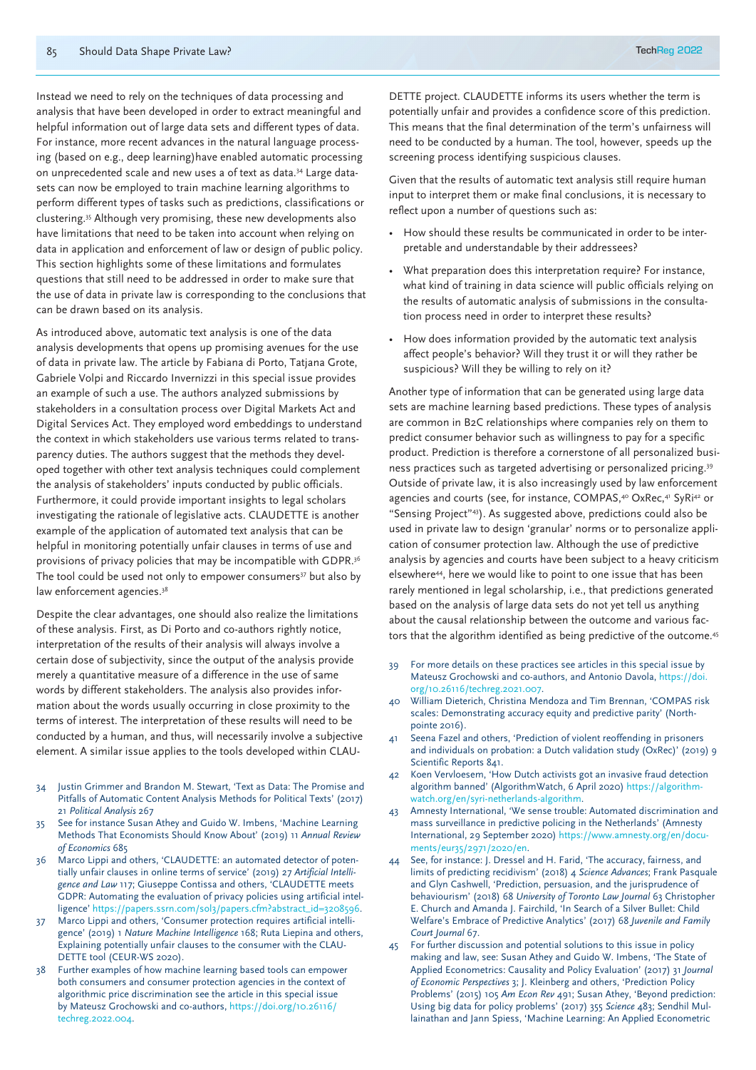Instead we need to rely on the techniques of data processing and analysis that have been developed in order to extract meaningful and helpful information out of large data sets and different types of data. For instance, more recent advances in the natural language processing (based on e.g., deep learning)have enabled automatic processing on unprecedented scale and new uses a of text as data.[34] Large datasets can now be employed to train machine learning algorithms to perform different types of tasks such as predictions, classifications or clustering.[35] Although very promising, these new developments also have limitations that need to be taken into account when relying on data in application and enforcement of law or design of public policy. This section highlights some of these limitations and formulates questions that still need to be addressed in order to make sure that the use of data in private law is corresponding to the conclusions that can be drawn based on its analysis.

As introduced above, automatic text analysis is one of the data analysis developments that opens up promising avenues for the use of data in private law. The article by Fabiana di Porto, Tatjana Grote, Gabriele Volpi and Riccardo Invernizzi in this special issue provides an example of such a use. The authors analyzed submissions by stakeholders in a consultation process over Digital Markets Act and Digital Services Act. They employed word embeddings to understand the context in which stakeholders use various terms related to transparency duties. The authors suggest that the methods they developed together with other text analysis techniques could complement the analysis of stakeholders' inputs conducted by public officials. Furthermore, it could provide important insights to legal scholars investigating the rationale of legislative acts. CLAUDETTE is another example of the application of automated text analysis that can be helpful in monitoring potentially unfair clauses in terms of use and provisions of privacy policies that may be incompatible with GDPR.[36] The tool could be used not only to empower consumers[37] but also by law enforcement agencies.[38]

Despite the clear advantages, one should also realize the limitations of these analysis. First, as Di Porto and co-authors rightly notice, interpretation of the results of their analysis will always involve a certain dose of subjectivity, since the output of the analysis provide merely a quantitative measure of a difference in the use of same words by different stakeholders. The analysis also provides information about the words usually occurring in close proximity to the terms of interest. The interpretation of these results will need to be conducted by a human, and thus, will necessarily involve a subjective element. A similar issue applies to the tools developed within CLAUDETTE project. CLAUDETTE informs its users whether the term is potentially unfair and provides a confidence score of this prediction. This means that the final determination of the term's unfairness will need to be conducted by a human. The tool, however, speeds up the screening process identifying suspicious clauses.

Given that the results of automatic text analysis still require human input to interpret them or make final conclusions, it is necessary to reflect upon a number of questions such as:

- How should these results be communicated in order to be interpretable and understandable by their addressees?
- What preparation does this interpretation require? For instance, what kind of training in data science will public officials relying on the results of automatic analysis of submissions in the consultation process need in order to interpret these results?
- How does information provided by the automatic text analysis affect people's behavior? Will they trust it or will they rather be suspicious? Will they be willing to rely on it?

Another type of information that can be generated using large data sets are machine learning based predictions. These types of analysis are common in B2C relationships where companies rely on them to predict consumer behavior such as willingness to pay for a specific product. Prediction is therefore a cornerstone of all personalized business practices such as targeted advertising or personalized pricing.[39] Outside of private law, it is also increasingly used by law enforcement agencies and courts (see, for instance, COMPAS,[40] OxRec,[41] SyRi[42] or "Sensing Project"[43]). As suggested above, predictions could also be used in private law to design 'granular' norms or to personalize application of consumer protection law. Although the use of predictive analysis by agencies and courts have been subject to a heavy criticism elsewhere[44], here we would like to point to one issue that has been rarely mentioned in legal scholarship, i.e., that predictions generated based on the analysis of large data sets do not yet tell us anything about the causal relationship between the outcome and various factors that the algorithm identified as being predictive of the outcome.[45]

---

34 Justin Grimmer and Brandon M. Stewart, 'Text as Data: The Promise and Pitfalls of Automatic Content Analysis Methods for Political Texts' (2017) 21 *Political Analysis* 267

35 See for instance Susan Athey and Guido W. Imbens, 'Machine Learning Methods That Economists Should Know About' (2019) 11 *Annual Review of Economics* 685

36 Marco Lippi and others, 'CLAUDETTE: an automated detector of potentially unfair clauses in online terms of service' (2019) 27 *Artificial Intelligence and Law* 117; Giuseppe Contissa and others, 'CLAUDETTE meets GDPR: Automating the evaluation of privacy policies using artificial intelligence' https://papers.ssrn.com/sol3/papers.cfm?abstract_id=3208596.

37 Marco Lippi and others, 'Consumer protection requires artificial intelligence' (2019) 1 *Nature Machine Intelligence* 168; Ruta Liepina and others, Explaining potentially unfair clauses to the consumer with the CLAUDETTE tool (CEUR-WS 2020).

38 Further examples of how machine learning based tools can empower both consumers and consumer protection agencies in the context of algorithmic price discrimination see the article in this special issue by Mateusz Grochowski and co-authors, https://doi.org/10.26116/techreg.2022.004.

39 For more details on these practices see articles in this special issue by Mateusz Grochowski and co-authors, and Antonio Davola, https://doi.org/10.26116/techreg.2021.007.

40 William Dieterich, Christina Mendoza and Tim Brennan, 'COMPAS risk scales: Demonstrating accuracy equity and predictive parity' (Northpointe 2016).

41 Seena Fazel and others, 'Prediction of violent reoffending in prisoners and individuals on probation: a Dutch validation study (OxRec)' (2019) 9 Scientific Reports 841.

42 Koen Vervloesem, 'How Dutch activists got an invasive fraud detection algorithm banned' (AlgorithmWatch, 6 April 2020) https://algorithmwatch.org/en/syri-netherlands-algorithm.

43 Amnesty International, 'We sense trouble: Automated discrimination and mass surveillance in predictive policing in the Netherlands' (Amnesty International, 29 September 2020) https://www.amnesty.org/en/documents/eur35/2971/2020/en.

44 See, for instance: J. Dressel and H. Farid, 'The accuracy, fairness, and limits of predicting recidivism' (2018) 4 *Science Advances*; Frank Pasquale and Glyn Cashwell, 'Prediction, persuasion, and the jurisprudence of behaviourism' (2018) 68 *University of Toronto Law Journal* 63 Christopher E. Church and Amanda J. Fairchild, 'In Search of a Silver Bullet: Child Welfare's Embrace of Predictive Analytics' (2017) 68 *Juvenile and Family Court Journal* 67.

45 For further discussion and potential solutions to this issue in policy making and law, see: Susan Athey and Guido W. Imbens, 'The State of Applied Econometrics: Causality and Policy Evaluation' (2017) 31 *Journal of Economic Perspectives* 3; J. Kleinberg and others, '*Prediction Policy* Problems' (2015) 105 *Am Econ Rev* 491; Susan Athey, 'Beyond prediction: Using big data for policy problems' (2017) 355 *Science* 483; Sendhil Mullainathan and Jann Spiess, 'Machine Learning: An Applied Econometric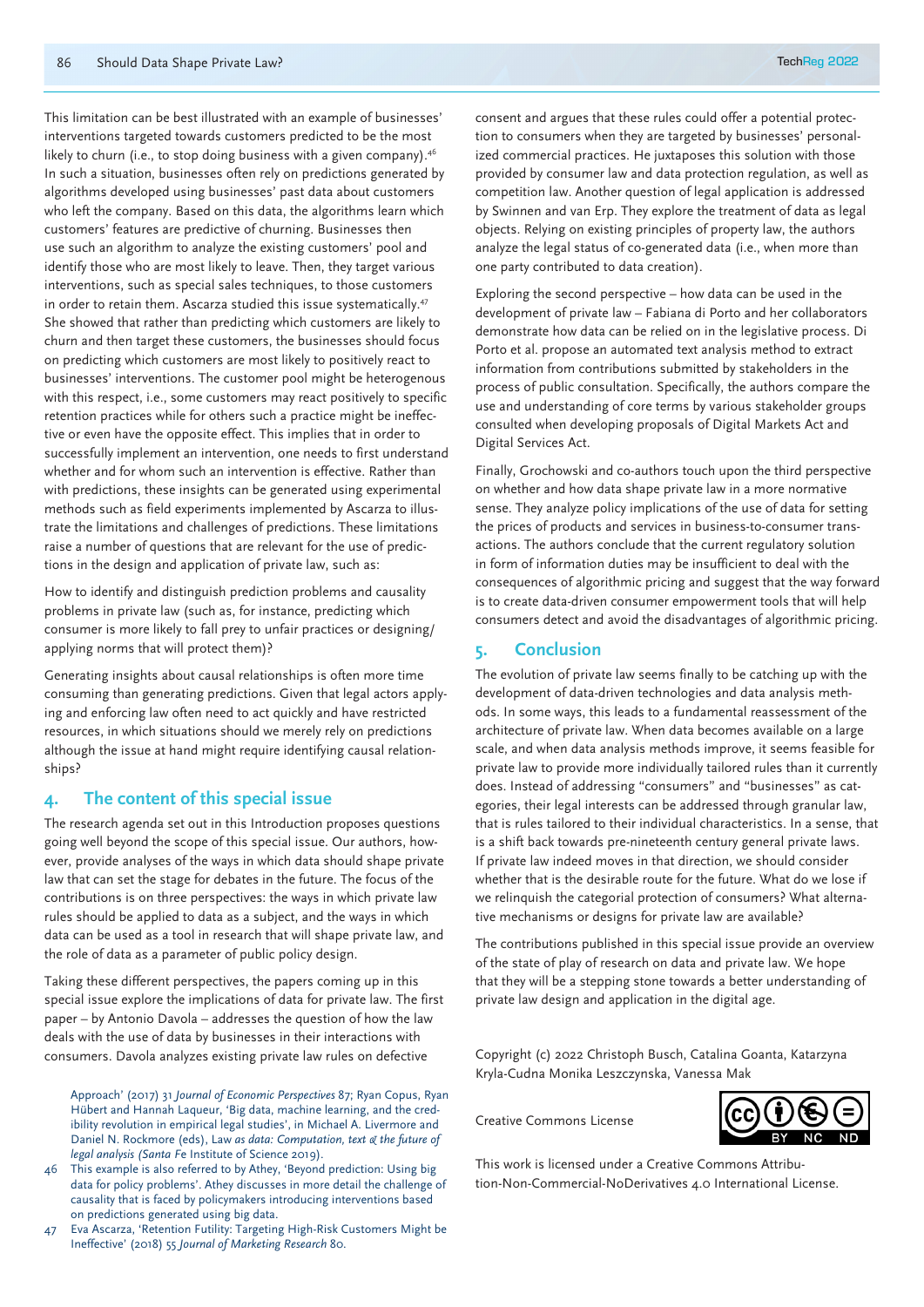This limitation can be best illustrated with an example of businesses' interventions targeted towards customers predicted to be the most likely to churn (i.e., to stop doing business with a given company).[46] In such a situation, businesses often rely on predictions generated by algorithms developed using businesses' past data about customers who left the company. Based on this data, the algorithms learn which customers' features are predictive of churning. Businesses then use such an algorithm to analyze the existing customers' pool and identify those who are most likely to leave. Then, they target various interventions, such as special sales techniques, to those customers in order to retain them. Ascarza studied this issue systematically.[47] She showed that rather than predicting which customers are likely to churn and then target these customers, the businesses should focus on predicting which customers are most likely to positively react to businesses' interventions. The customer pool might be heterogenous with this respect, i.e., some customers may react positively to specific retention practices while for others such a practice might be ineffective or even have the opposite effect. This implies that in order to successfully implement an intervention, one needs to first understand whether and for whom such an intervention is effective. Rather than with predictions, these insights can be generated using experimental methods such as field experiments implemented by Ascarza to illustrate the limitations and challenges of predictions. These limitations raise a number of questions that are relevant for the use of predictions in the design and application of private law, such as:

How to identify and distinguish prediction problems and causality problems in private law (such as, for instance, predicting which consumer is more likely to fall prey to unfair practices or designing/applying norms that will protect them)?

Generating insights about causal relationships is often more time consuming than generating predictions. Given that legal actors applying and enforcing law often need to act quickly and have restricted resources, in which situations should we merely rely on predictions although the issue at hand might require identifying causal relationships?

## 4. The content of this special issue

The research agenda set out in this Introduction proposes questions going well beyond the scope of this special issue. Our authors, however, provide analyses of the ways in which data should shape private law that can set the stage for debates in the future. The focus of the contributions is on three perspectives: the ways in which private law rules should be applied to data as a subject, and the ways in which data can be used as a tool in research that will shape private law, and the role of data as a parameter of public policy design.

Taking these different perspectives, the papers coming up in this special issue explore the implications of data for private law. The first paper – by Antonio Davola – addresses the question of how the law deals with the use of data by businesses in their interactions with consumers. Davola analyzes existing private law rules on defective consent and argues that these rules could offer a potential protection to consumers when they are targeted by businesses' personalized commercial practices. He juxtaposes this solution with those provided by consumer law and data protection regulation, as well as competition law. Another question of legal application is addressed by Swinnen and van Erp. They explore the treatment of data as legal objects. Relying on existing principles of property law, the authors analyze the legal status of co-generated data (i.e., when more than one party contributed to data creation).

Exploring the second perspective – how data can be used in the development of private law – Fabiana di Porto and her collaborators demonstrate how data can be relied on in the legislative process. Di Porto et al. propose an automated text analysis method to extract information from contributions submitted by stakeholders in the process of public consultation. Specifically, the authors compare the use and understanding of core terms by various stakeholder groups consulted when developing proposals of Digital Markets Act and Digital Services Act.

Finally, Grochowski and co-authors touch upon the third perspective on whether and how data shape private law in a more normative sense. They analyze policy implications of the use of data for setting the prices of products and services in business-to-consumer transactions. The authors conclude that the current regulatory solution in form of information duties may be insufficient to deal with the consequences of algorithmic pricing and suggest that the way forward is to create data-driven consumer empowerment tools that will help consumers detect and avoid the disadvantages of algorithmic pricing.

## 5. Conclusion

The evolution of private law seems finally to be catching up with the development of data-driven technologies and data analysis methods. In some ways, this leads to a fundamental reassessment of the architecture of private law. When data becomes available on a large scale, and when data analysis methods improve, it seems feasible for private law to provide more individually tailored rules than it currently does. Instead of addressing "consumers" and "businesses" as categories, their legal interests can be addressed through granular law, that is rules tailored to their individual characteristics. In a sense, that is a shift back towards pre-nineteenth century general private laws. If private law indeed moves in that direction, we should consider whether that is the desirable route for the future. What do we lose if we relinquish the categorial protection of consumers? What alternative mechanisms or designs for private law are available?

The contributions published in this special issue provide an overview of the state of play of research on data and private law. We hope that they will be a stepping stone towards a better understanding of private law design and application in the digital age.

Copyright (c) 2022 Christoph Busch, Catalina Goanta, Katarzyna Kryla-Cudna Monika Leszczynska, Vanessa Mak

Creative Commons License

This work is licensed under a Creative Commons Attribution-Non-Commercial-NoDerivatives 4.0 International License.

---

Approach' (2017) 31 *Journal of Economic Perspectives* 87; Ryan Copus, Ryan Hübert and Hannah Laqueur, 'Big data, machine learning, and the credibility revolution in empirical legal studies', in Michael A. Livermore and Daniel N. Rockmore (eds), *Law as data: Computation, text & the future of legal analysis (Santa Fe* Institute of Science 2019).

46 This example is also referred to by Athey, 'Beyond prediction: Using big data for policy problems'. Athey discusses in more detail the challenge of causality that is faced by policymakers introducing interventions based on predictions generated using big data.

47 Eva Ascarza, 'Retention Futility: Targeting High-Risk Customers Might be Ineffective' (2018) 55 *Journal of Marketing Research* 80.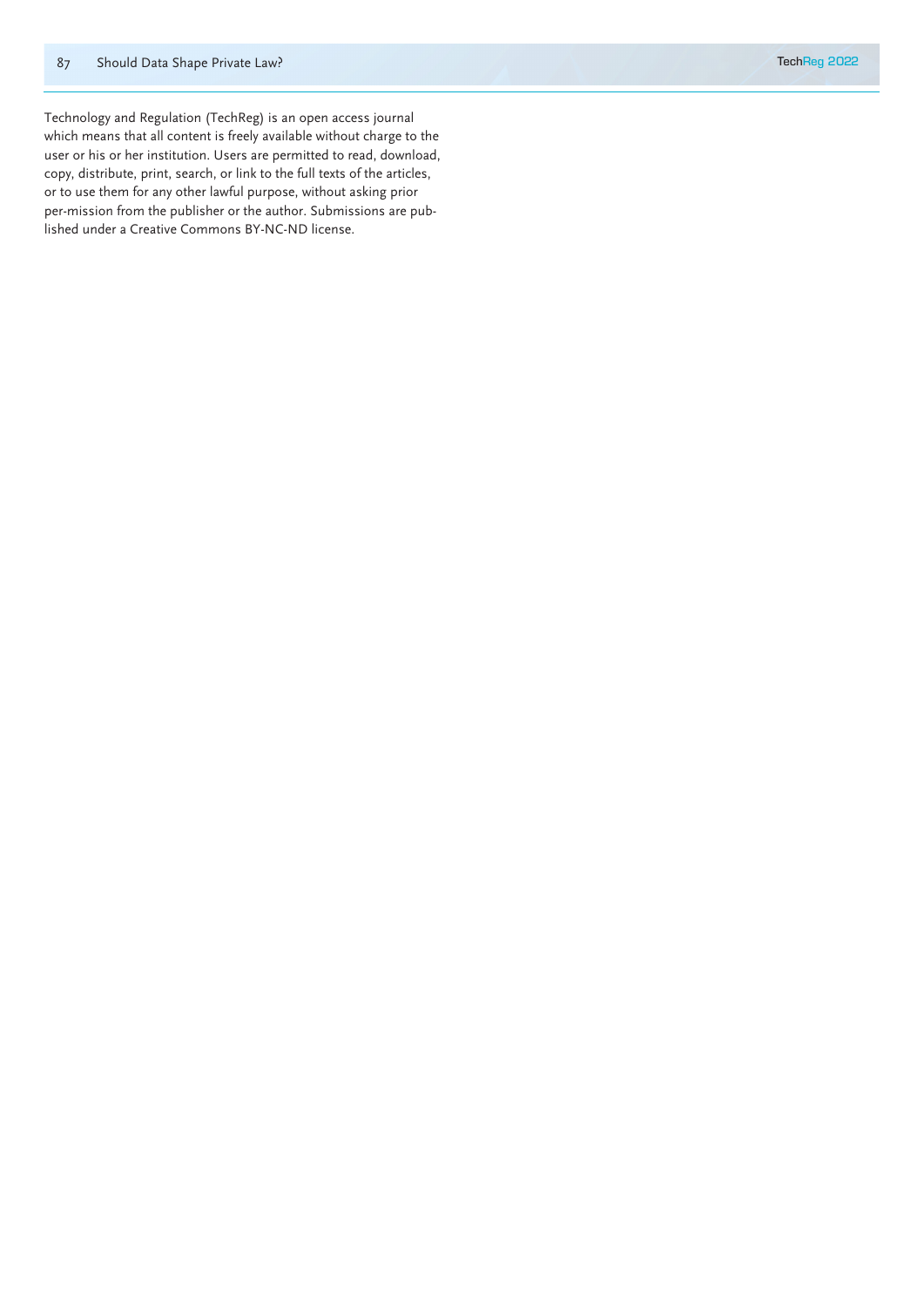Technology and Regulation (TechReg) is an open access journal which means that all content is freely available without charge to the user or his or her institution. Users are permitted to read, download, copy, distribute, print, search, or link to the full texts of the articles, or to use them for any other lawful purpose, without asking prior per-mission from the publisher or the author. Submissions are published under a Creative Commons BY-NC-ND license.